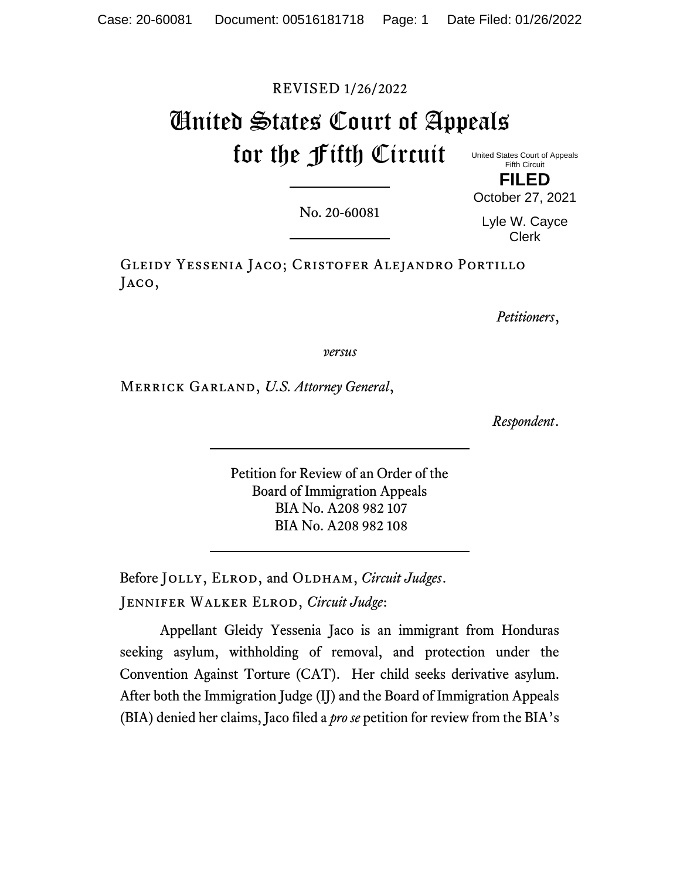REVISED 1/26/2022

# United States Court of Appeals for the Fifth Circuit

United States Court of Appeals
Fifth Circuit

**FILED**

October 27, 2021

Lyle W. Cayce
Clerk

---

No. 20-60081

---

GLEIDY YESSENIA JACO; CRISTOFER ALEJANDRO PORTILLO JACO,

*Petitioners*,

*versus*

MERRICK GARLAND, *U.S. Attorney General*,

*Respondent*.

---

Petition for Review of an Order of the
Board of Immigration Appeals
BIA No. A208 982 107
BIA No. A208 982 108

---

Before JOLLY, ELROD, and OLDHAM, *Circuit Judges*.

JENNIFER WALKER ELROD, *Circuit Judge*:

Appellant Gleidy Yessenia Jaco is an immigrant from Honduras seeking asylum, withholding of removal, and protection under the Convention Against Torture (CAT). Her child seeks derivative asylum. After both the Immigration Judge (IJ) and the Board of Immigration Appeals (BIA) denied her claims, Jaco filed a *pro se* petition for review from the BIA's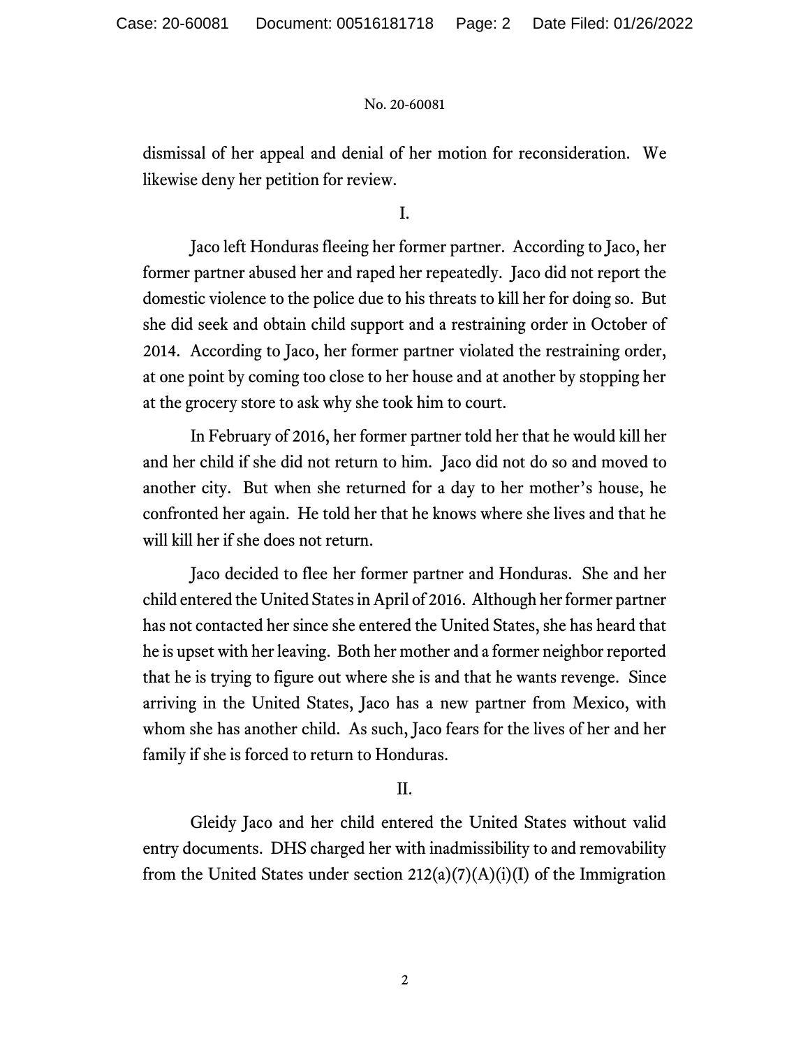dismissal of her appeal and denial of her motion for reconsideration. We likewise deny her petition for review.

I.

Jaco left Honduras fleeing her former partner. According to Jaco, her former partner abused her and raped her repeatedly. Jaco did not report the domestic violence to the police due to his threats to kill her for doing so. But she did seek and obtain child support and a restraining order in October of 2014. According to Jaco, her former partner violated the restraining order, at one point by coming too close to her house and at another by stopping her at the grocery store to ask why she took him to court.

In February of 2016, her former partner told her that he would kill her and her child if she did not return to him. Jaco did not do so and moved to another city. But when she returned for a day to her mother's house, he confronted her again. He told her that he knows where she lives and that he will kill her if she does not return.

Jaco decided to flee her former partner and Honduras. She and her child entered the United States in April of 2016. Although her former partner has not contacted her since she entered the United States, she has heard that he is upset with her leaving. Both her mother and a former neighbor reported that he is trying to figure out where she is and that he wants revenge. Since arriving in the United States, Jaco has a new partner from Mexico, with whom she has another child. As such, Jaco fears for the lives of her and her family if she is forced to return to Honduras.

II.

Gleidy Jaco and her child entered the United States without valid entry documents. DHS charged her with inadmissibility to and removability from the United States under section 212(a)(7)(A)(i)(I) of the Immigration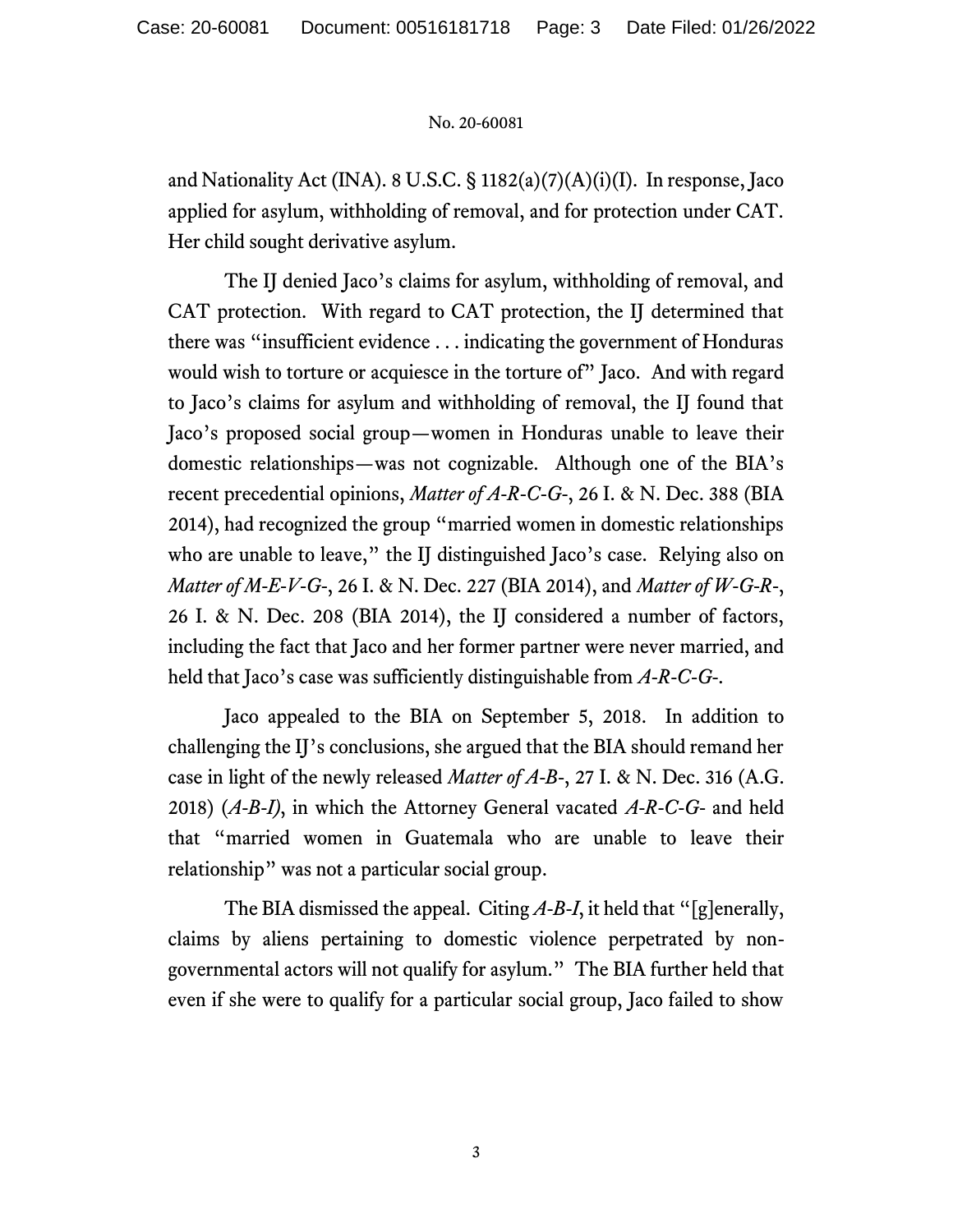and Nationality Act (INA). 8 U.S.C. § 1182(a)(7)(A)(i)(I). In response, Jaco applied for asylum, withholding of removal, and for protection under CAT. Her child sought derivative asylum.

The IJ denied Jaco's claims for asylum, withholding of removal, and CAT protection. With regard to CAT protection, the IJ determined that there was "insufficient evidence . . . indicating the government of Honduras would wish to torture or acquiesce in the torture of" Jaco. And with regard to Jaco's claims for asylum and withholding of removal, the IJ found that Jaco's proposed social group—women in Honduras unable to leave their domestic relationships—was not cognizable. Although one of the BIA's recent precedential opinions, *Matter of A-R-C-G-*, 26 I. & N. Dec. 388 (BIA 2014), had recognized the group "married women in domestic relationships who are unable to leave," the IJ distinguished Jaco's case. Relying also on *Matter of M-E-V-G-*, 26 I. & N. Dec. 227 (BIA 2014), and *Matter of W-G-R-*, 26 I. & N. Dec. 208 (BIA 2014), the IJ considered a number of factors, including the fact that Jaco and her former partner were never married, and held that Jaco's case was sufficiently distinguishable from *A-R-C-G-*.

Jaco appealed to the BIA on September 5, 2018. In addition to challenging the IJ's conclusions, she argued that the BIA should remand her case in light of the newly released *Matter of A-B-*, 27 I. & N. Dec. 316 (A.G. 2018) (*A-B-I*), in which the Attorney General vacated *A-R-C-G-* and held that "married women in Guatemala who are unable to leave their relationship" was not a particular social group.

The BIA dismissed the appeal. Citing *A-B-I*, it held that "[g]enerally, claims by aliens pertaining to domestic violence perpetrated by non-governmental actors will not qualify for asylum." The BIA further held that even if she were to qualify for a particular social group, Jaco failed to show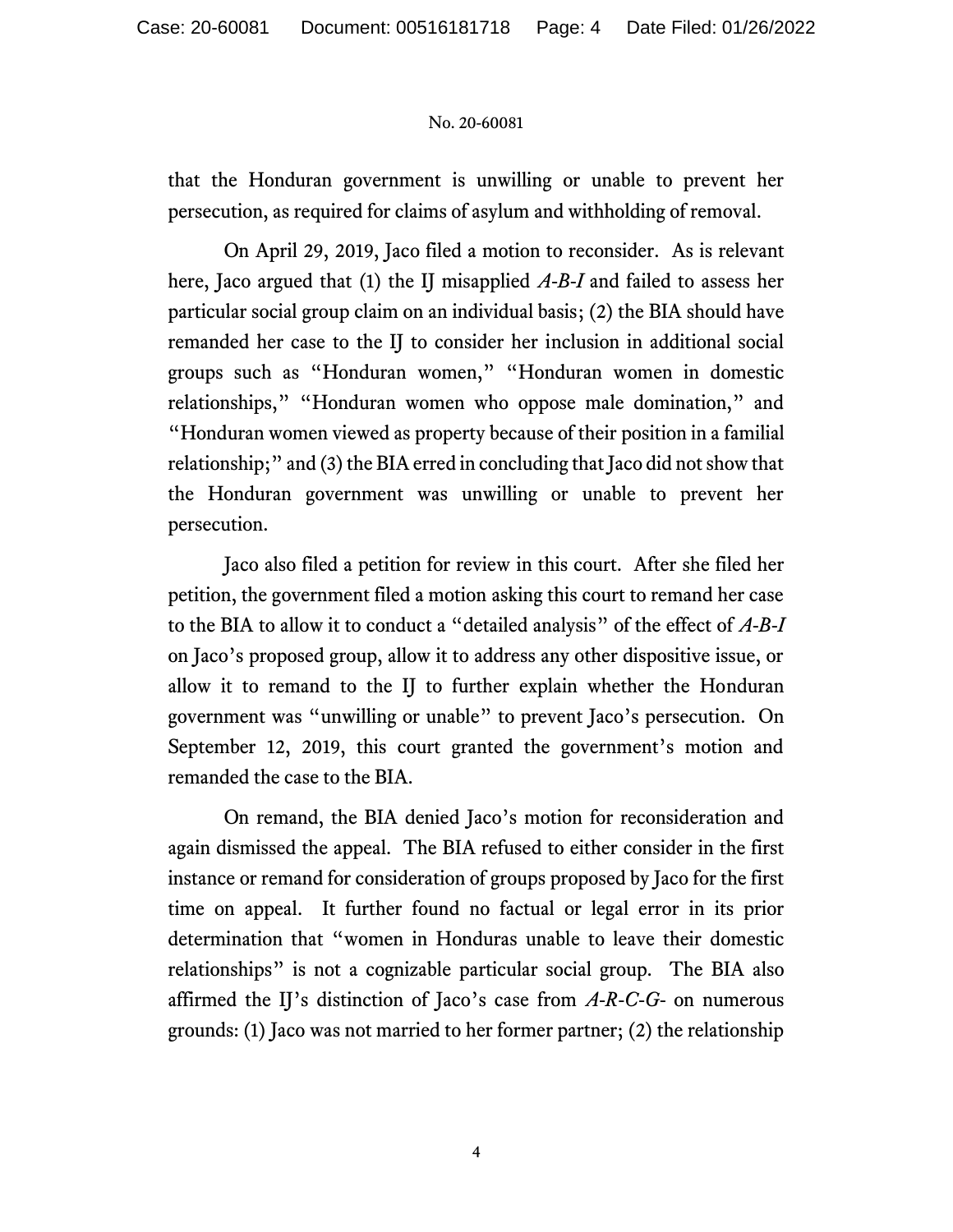that the Honduran government is unwilling or unable to prevent her persecution, as required for claims of asylum and withholding of removal.

On April 29, 2019, Jaco filed a motion to reconsider. As is relevant here, Jaco argued that (1) the IJ misapplied *A-B-I* and failed to assess her particular social group claim on an individual basis; (2) the BIA should have remanded her case to the IJ to consider her inclusion in additional social groups such as "Honduran women," "Honduran women in domestic relationships," "Honduran women who oppose male domination," and "Honduran women viewed as property because of their position in a familial relationship;" and (3) the BIA erred in concluding that Jaco did not show that the Honduran government was unwilling or unable to prevent her persecution.

Jaco also filed a petition for review in this court. After she filed her petition, the government filed a motion asking this court to remand her case to the BIA to allow it to conduct a "detailed analysis" of the effect of *A-B-I* on Jaco's proposed group, allow it to address any other dispositive issue, or allow it to remand to the IJ to further explain whether the Honduran government was "unwilling or unable" to prevent Jaco's persecution. On September 12, 2019, this court granted the government's motion and remanded the case to the BIA.

On remand, the BIA denied Jaco's motion for reconsideration and again dismissed the appeal. The BIA refused to either consider in the first instance or remand for consideration of groups proposed by Jaco for the first time on appeal. It further found no factual or legal error in its prior determination that "women in Honduras unable to leave their domestic relationships" is not a cognizable particular social group. The BIA also affirmed the IJ's distinction of Jaco's case from *A-R-C-G-* on numerous grounds: (1) Jaco was not married to her former partner; (2) the relationship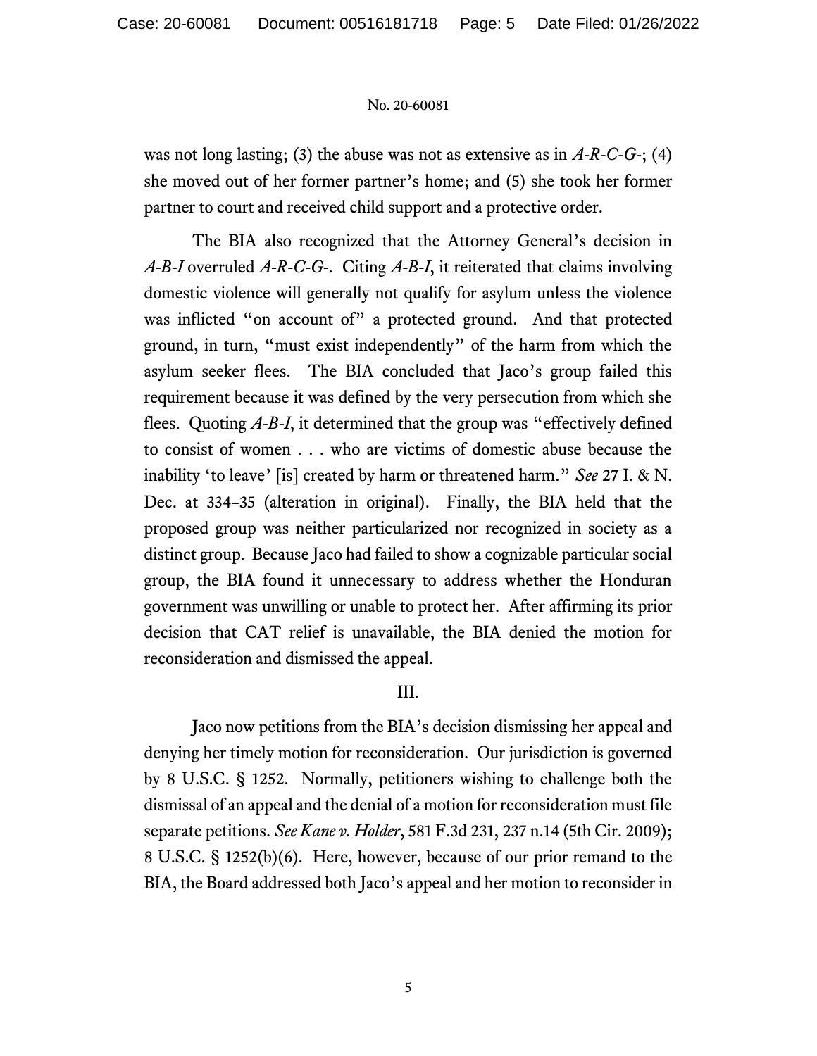was not long lasting; (3) the abuse was not as extensive as in *A-R-C-G-*; (4) she moved out of her former partner's home; and (5) she took her former partner to court and received child support and a protective order.

The BIA also recognized that the Attorney General's decision in *A-B-I* overruled *A-R-C-G-*. Citing *A-B-I*, it reiterated that claims involving domestic violence will generally not qualify for asylum unless the violence was inflicted "on account of" a protected ground. And that protected ground, in turn, "must exist independently" of the harm from which the asylum seeker flees. The BIA concluded that Jaco's group failed this requirement because it was defined by the very persecution from which she flees. Quoting *A-B-I*, it determined that the group was "effectively defined to consist of women . . . who are victims of domestic abuse because the inability 'to leave' [is] created by harm or threatened harm." *See* 27 I. & N. Dec. at 334–35 (alteration in original). Finally, the BIA held that the proposed group was neither particularized nor recognized in society as a distinct group. Because Jaco had failed to show a cognizable particular social group, the BIA found it unnecessary to address whether the Honduran government was unwilling or unable to protect her. After affirming its prior decision that CAT relief is unavailable, the BIA denied the motion for reconsideration and dismissed the appeal.

## III.

Jaco now petitions from the BIA's decision dismissing her appeal and denying her timely motion for reconsideration. Our jurisdiction is governed by 8 U.S.C. § 1252. Normally, petitioners wishing to challenge both the dismissal of an appeal and the denial of a motion for reconsideration must file separate petitions. *See Kane v. Holder*, 581 F.3d 231, 237 n.14 (5th Cir. 2009); 8 U.S.C. § 1252(b)(6). Here, however, because of our prior remand to the BIA, the Board addressed both Jaco's appeal and her motion to reconsider in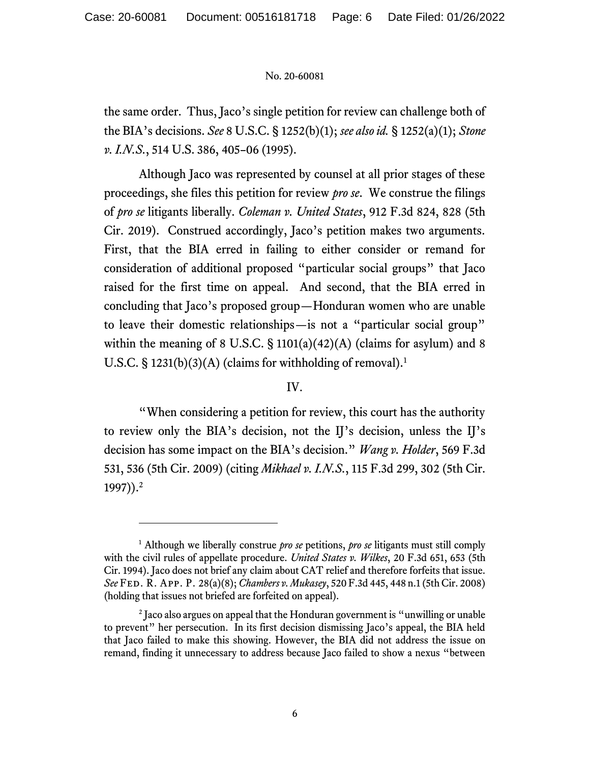the same order. Thus, Jaco's single petition for review can challenge both of the BIA's decisions. *See* 8 U.S.C. § 1252(b)(1); *see also id.* § 1252(a)(1); *Stone v. I.N.S.*, 514 U.S. 386, 405–06 (1995).

Although Jaco was represented by counsel at all prior stages of these proceedings, she files this petition for review *pro se*. We construe the filings of *pro se* litigants liberally. *Coleman v. United States*, 912 F.3d 824, 828 (5th Cir. 2019). Construed accordingly, Jaco's petition makes two arguments. First, that the BIA erred in failing to either consider or remand for consideration of additional proposed "particular social groups" that Jaco raised for the first time on appeal. And second, that the BIA erred in concluding that Jaco's proposed group—Honduran women who are unable to leave their domestic relationships—is not a "particular social group" within the meaning of 8 U.S.C. § 1101(a)(42)(A) (claims for asylum) and 8 U.S.C. § 1231(b)(3)(A) (claims for withholding of removal).[1]

## IV.

"When considering a petition for review, this court has the authority to review only the BIA's decision, not the IJ's decision, unless the IJ's decision has some impact on the BIA's decision." *Wang v. Holder*, 569 F.3d 531, 536 (5th Cir. 2009) (citing *Mikhael v. I.N.S.*, 115 F.3d 299, 302 (5th Cir. 1997)).[2]

---

[1] Although we liberally construe *pro se* petitions, *pro se* litigants must still comply with the civil rules of appellate procedure. *United States v. Wilkes*, 20 F.3d 651, 653 (5th Cir. 1994). Jaco does not brief any claim about CAT relief and therefore forfeits that issue. *See* Fed. R. App. P. 28(a)(8); *Chambers v. Mukasey*, 520 F.3d 445, 448 n.1 (5th Cir. 2008) (holding that issues not briefed are forfeited on appeal).

[2] Jaco also argues on appeal that the Honduran government is "unwilling or unable to prevent" her persecution. In its first decision dismissing Jaco's appeal, the BIA held that Jaco failed to make this showing. However, the BIA did not address the issue on remand, finding it unnecessary to address because Jaco failed to show a nexus "between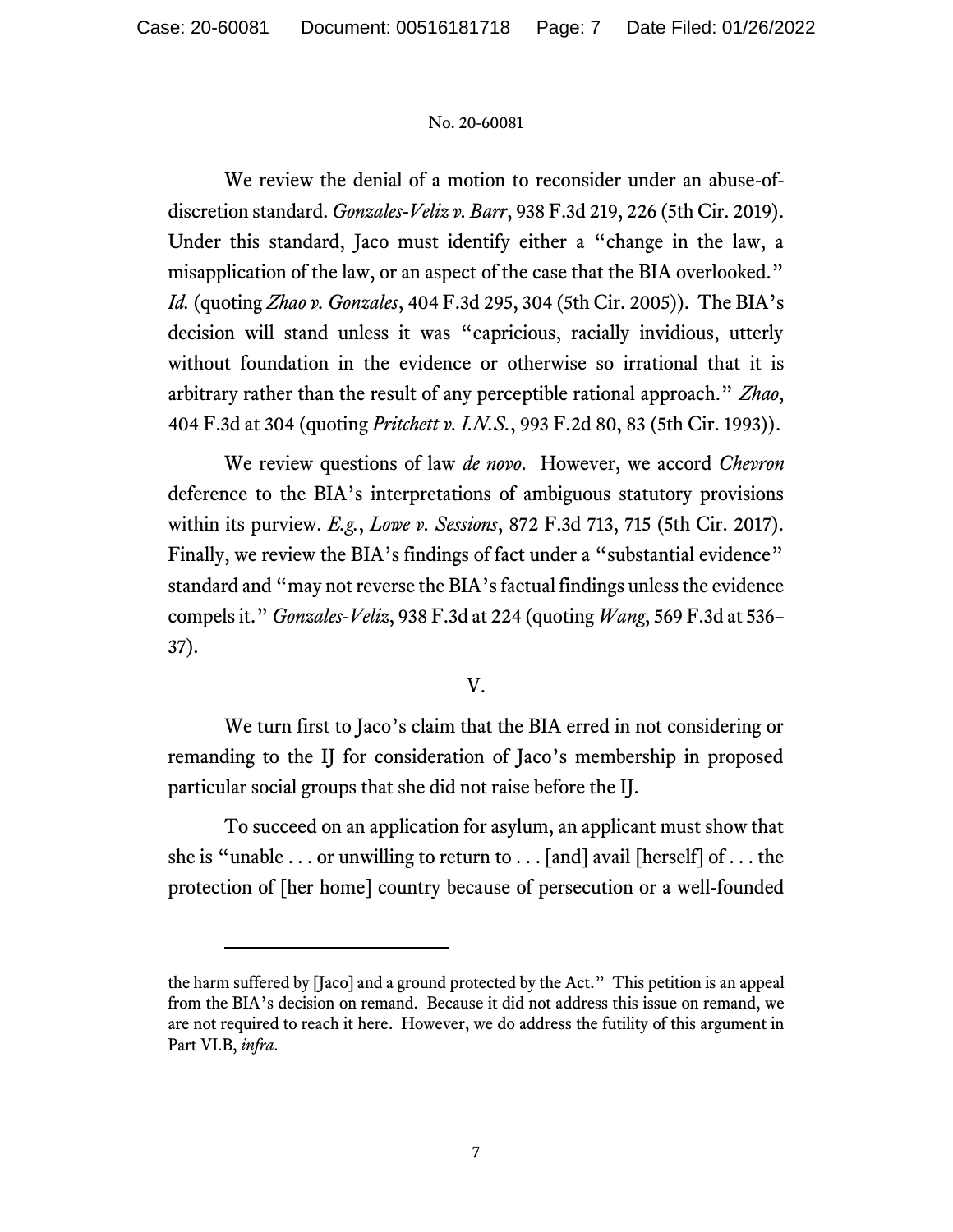We review the denial of a motion to reconsider under an abuse-of-discretion standard. *Gonzales-Veliz v. Barr*, 938 F.3d 219, 226 (5th Cir. 2019). Under this standard, Jaco must identify either a "change in the law, a misapplication of the law, or an aspect of the case that the BIA overlooked." *Id.* (quoting *Zhao v. Gonzales*, 404 F.3d 295, 304 (5th Cir. 2005)). The BIA's decision will stand unless it was "capricious, racially invidious, utterly without foundation in the evidence or otherwise so irrational that it is arbitrary rather than the result of any perceptible rational approach." *Zhao*, 404 F.3d at 304 (quoting *Pritchett v. I.N.S.*, 993 F.2d 80, 83 (5th Cir. 1993)).

We review questions of law *de novo*. However, we accord *Chevron* deference to the BIA's interpretations of ambiguous statutory provisions within its purview. *E.g.*, *Lowe v. Sessions*, 872 F.3d 713, 715 (5th Cir. 2017). Finally, we review the BIA's findings of fact under a "substantial evidence" standard and "may not reverse the BIA's factual findings unless the evidence compels it." *Gonzales-Veliz*, 938 F.3d at 224 (quoting *Wang*, 569 F.3d at 536–37).

## V.

We turn first to Jaco's claim that the BIA erred in not considering or remanding to the IJ for consideration of Jaco's membership in proposed particular social groups that she did not raise before the IJ.

To succeed on an application for asylum, an applicant must show that she is "unable . . . or unwilling to return to . . . [and] avail [herself] of . . . the protection of [her home] country because of persecution or a well-founded

---

the harm suffered by [Jaco] and a ground protected by the Act." This petition is an appeal from the BIA's decision on remand. Because it did not address this issue on remand, we are not required to reach it here. However, we do address the futility of this argument in Part VI.B, *infra*.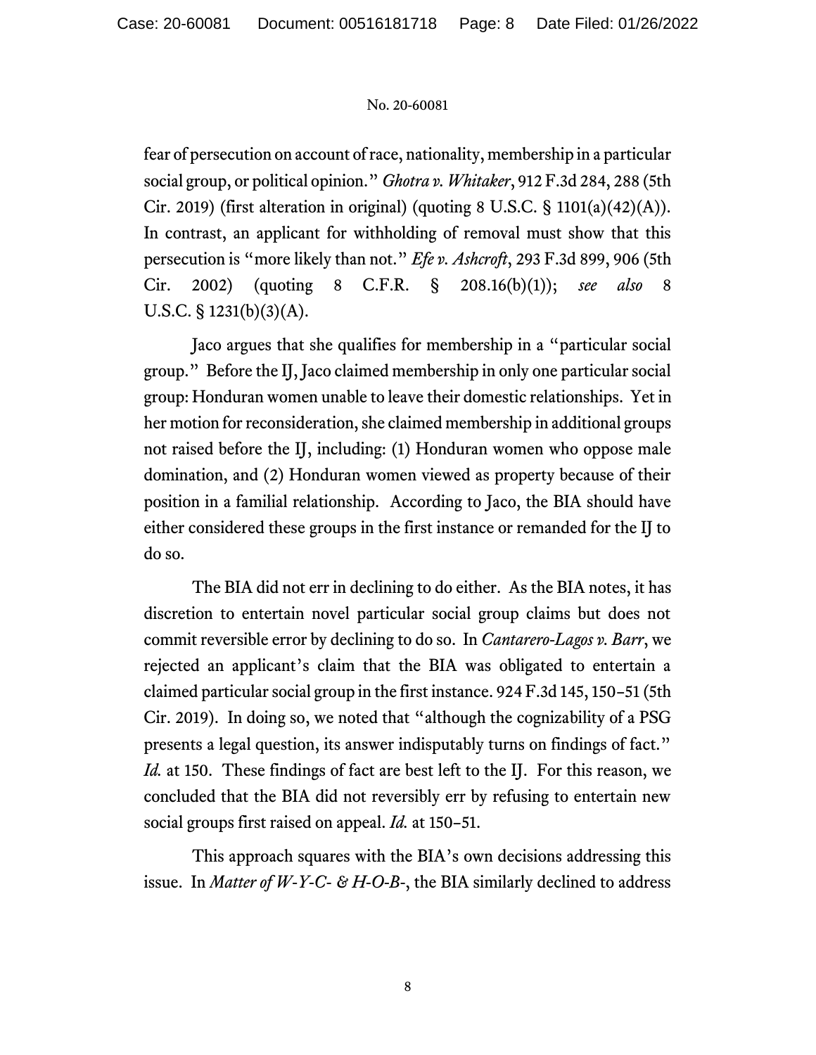fear of persecution on account of race, nationality, membership in a particular social group, or political opinion." *Ghotra v. Whitaker*, 912 F.3d 284, 288 (5th Cir. 2019) (first alteration in original) (quoting 8 U.S.C. § 1101(a)(42)(A)). In contrast, an applicant for withholding of removal must show that this persecution is "more likely than not." *Efe v. Ashcroft*, 293 F.3d 899, 906 (5th Cir. 2002) (quoting 8 C.F.R. § 208.16(b)(1)); *see also* 8 U.S.C. § 1231(b)(3)(A).

Jaco argues that she qualifies for membership in a "particular social group." Before the IJ, Jaco claimed membership in only one particular social group: Honduran women unable to leave their domestic relationships. Yet in her motion for reconsideration, she claimed membership in additional groups not raised before the IJ, including: (1) Honduran women who oppose male domination, and (2) Honduran women viewed as property because of their position in a familial relationship. According to Jaco, the BIA should have either considered these groups in the first instance or remanded for the IJ to do so.

The BIA did not err in declining to do either. As the BIA notes, it has discretion to entertain novel particular social group claims but does not commit reversible error by declining to do so. In *Cantarero-Lagos v. Barr*, we rejected an applicant's claim that the BIA was obligated to entertain a claimed particular social group in the first instance. 924 F.3d 145, 150–51 (5th Cir. 2019). In doing so, we noted that "although the cognizability of a PSG presents a legal question, its answer indisputably turns on findings of fact." *Id.* at 150. These findings of fact are best left to the IJ. For this reason, we concluded that the BIA did not reversibly err by refusing to entertain new social groups first raised on appeal. *Id.* at 150–51.

This approach squares with the BIA's own decisions addressing this issue. In *Matter of W-Y-C- & H-O-B-*, the BIA similarly declined to address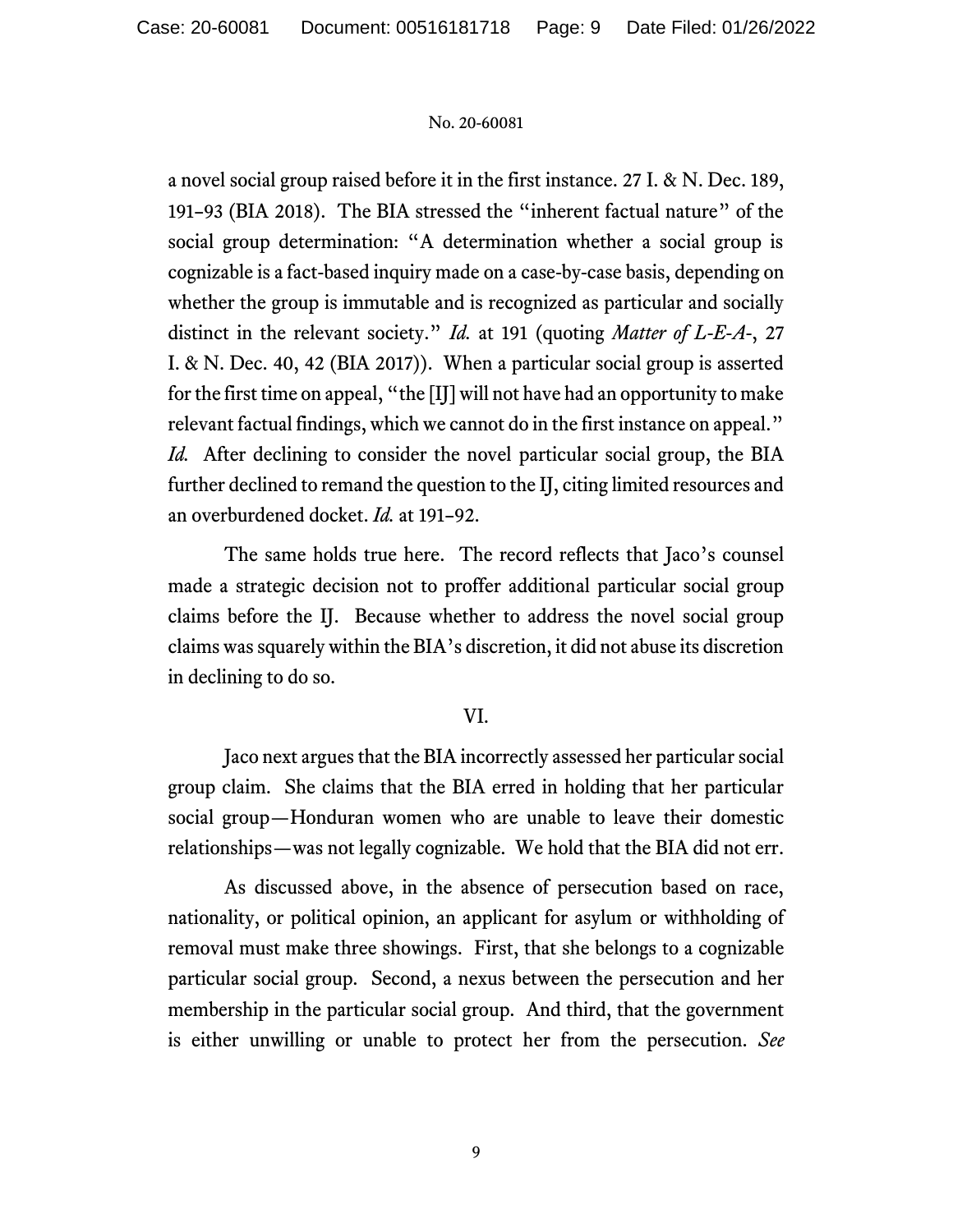a novel social group raised before it in the first instance. 27 I. & N. Dec. 189, 191–93 (BIA 2018). The BIA stressed the "inherent factual nature" of the social group determination: "A determination whether a social group is cognizable is a fact-based inquiry made on a case-by-case basis, depending on whether the group is immutable and is recognized as particular and socially distinct in the relevant society." *Id.* at 191 (quoting *Matter of L-E-A-*, 27 I. & N. Dec. 40, 42 (BIA 2017)). When a particular social group is asserted for the first time on appeal, "the [IJ] will not have had an opportunity to make relevant factual findings, which we cannot do in the first instance on appeal." *Id.* After declining to consider the novel particular social group, the BIA further declined to remand the question to the IJ, citing limited resources and an overburdened docket. *Id.* at 191–92.

The same holds true here. The record reflects that Jaco's counsel made a strategic decision not to proffer additional particular social group claims before the IJ. Because whether to address the novel social group claims was squarely within the BIA's discretion, it did not abuse its discretion in declining to do so.

## VI.

Jaco next argues that the BIA incorrectly assessed her particular social group claim. She claims that the BIA erred in holding that her particular social group—Honduran women who are unable to leave their domestic relationships—was not legally cognizable. We hold that the BIA did not err.

As discussed above, in the absence of persecution based on race, nationality, or political opinion, an applicant for asylum or withholding of removal must make three showings. First, that she belongs to a cognizable particular social group. Second, a nexus between the persecution and her membership in the particular social group. And third, that the government is either unwilling or unable to protect her from the persecution. *See*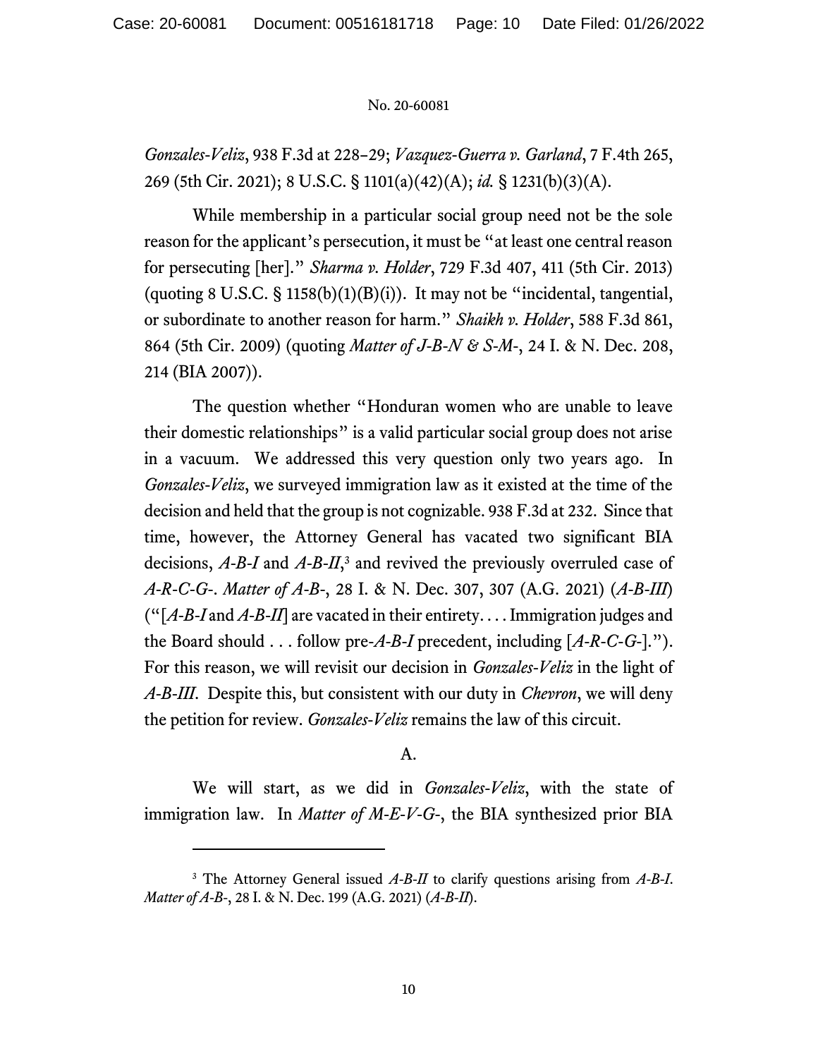*Gonzales-Veliz*, 938 F.3d at 228–29; *Vazquez-Guerra v. Garland*, 7 F.4th 265, 269 (5th Cir. 2021); 8 U.S.C. § 1101(a)(42)(A); *id.* § 1231(b)(3)(A).

While membership in a particular social group need not be the sole reason for the applicant's persecution, it must be "at least one central reason for persecuting [her]." *Sharma v. Holder*, 729 F.3d 407, 411 (5th Cir. 2013) (quoting 8 U.S.C. § 1158(b)(1)(B)(i)). It may not be "incidental, tangential, or subordinate to another reason for harm." *Shaikh v. Holder*, 588 F.3d 861, 864 (5th Cir. 2009) (quoting *Matter of J-B-N & S-M-*, 24 I. & N. Dec. 208, 214 (BIA 2007)).

The question whether "Honduran women who are unable to leave their domestic relationships" is a valid particular social group does not arise in a vacuum. We addressed this very question only two years ago. In *Gonzales-Veliz*, we surveyed immigration law as it existed at the time of the decision and held that the group is not cognizable. 938 F.3d at 232. Since that time, however, the Attorney General has vacated two significant BIA decisions, *A-B-I* and *A-B-II*,[3] and revived the previously overruled case of *A-R-C-G-*. *Matter of A-B-*, 28 I. & N. Dec. 307, 307 (A.G. 2021) (*A-B-III*) ("[*A-B-I* and *A-B-II*] are vacated in their entirety. . . . Immigration judges and the Board should . . . follow pre-*A-B-I* precedent, including [*A-R-C-G-*]."). For this reason, we will revisit our decision in *Gonzales-Veliz* in the light of *A-B-III*. Despite this, but consistent with our duty in *Chevron*, we will deny the petition for review. *Gonzales-Veliz* remains the law of this circuit.

## A.

We will start, as we did in *Gonzales-Veliz*, with the state of immigration law. In *Matter of M-E-V-G-*, the BIA synthesized prior BIA

---

[3] The Attorney General issued *A-B-II* to clarify questions arising from *A-B-I*. *Matter of A-B-*, 28 I. & N. Dec. 199 (A.G. 2021) (*A-B-II*).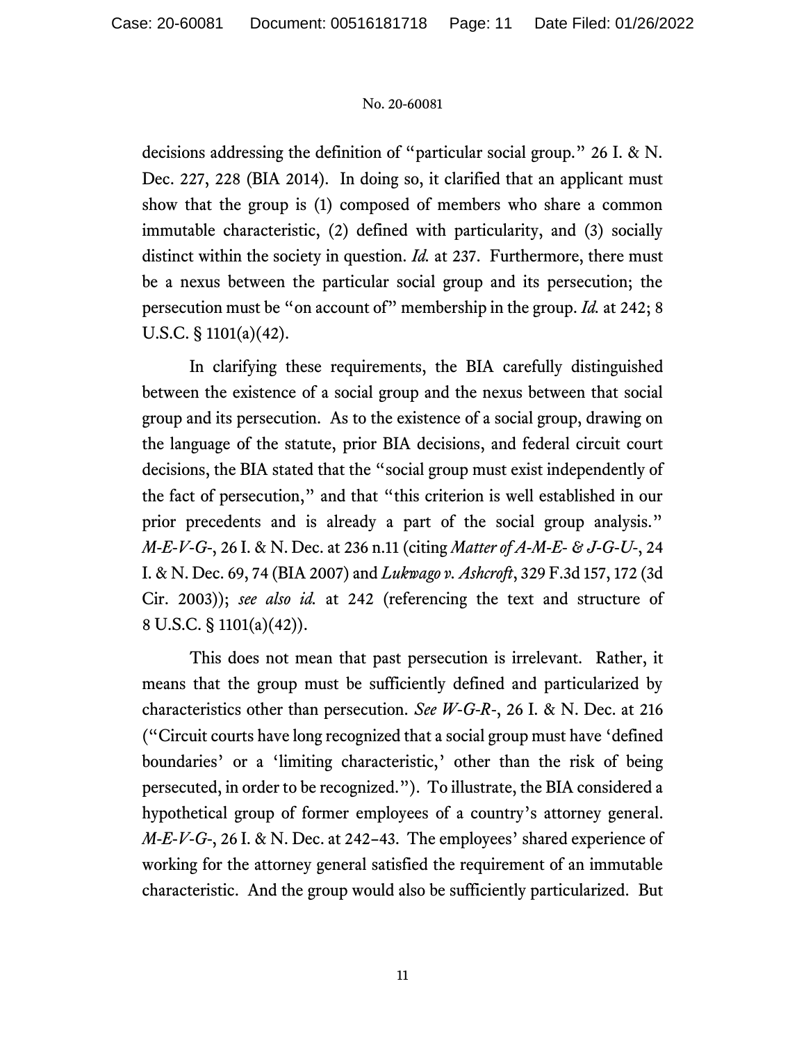decisions addressing the definition of "particular social group." 26 I. & N. Dec. 227, 228 (BIA 2014). In doing so, it clarified that an applicant must show that the group is (1) composed of members who share a common immutable characteristic, (2) defined with particularity, and (3) socially distinct within the society in question. *Id.* at 237. Furthermore, there must be a nexus between the particular social group and its persecution; the persecution must be "on account of" membership in the group. *Id.* at 242; 8 U.S.C. § 1101(a)(42).

In clarifying these requirements, the BIA carefully distinguished between the existence of a social group and the nexus between that social group and its persecution. As to the existence of a social group, drawing on the language of the statute, prior BIA decisions, and federal circuit court decisions, the BIA stated that the "social group must exist independently of the fact of persecution," and that "this criterion is well established in our prior precedents and is already a part of the social group analysis." *M-E-V-G-*, 26 I. & N. Dec. at 236 n.11 (citing *Matter of A-M-E- & J-G-U-*, 24 I. & N. Dec. 69, 74 (BIA 2007) and *Lukwago v. Ashcroft*, 329 F.3d 157, 172 (3d Cir. 2003)); *see also id.* at 242 (referencing the text and structure of 8 U.S.C. § 1101(a)(42)).

This does not mean that past persecution is irrelevant. Rather, it means that the group must be sufficiently defined and particularized by characteristics other than persecution. *See W-G-R-*, 26 I. & N. Dec. at 216 ("Circuit courts have long recognized that a social group must have 'defined boundaries' or a 'limiting characteristic,' other than the risk of being persecuted, in order to be recognized."). To illustrate, the BIA considered a hypothetical group of former employees of a country's attorney general. *M-E-V-G-*, 26 I. & N. Dec. at 242–43. The employees' shared experience of working for the attorney general satisfied the requirement of an immutable characteristic. And the group would also be sufficiently particularized. But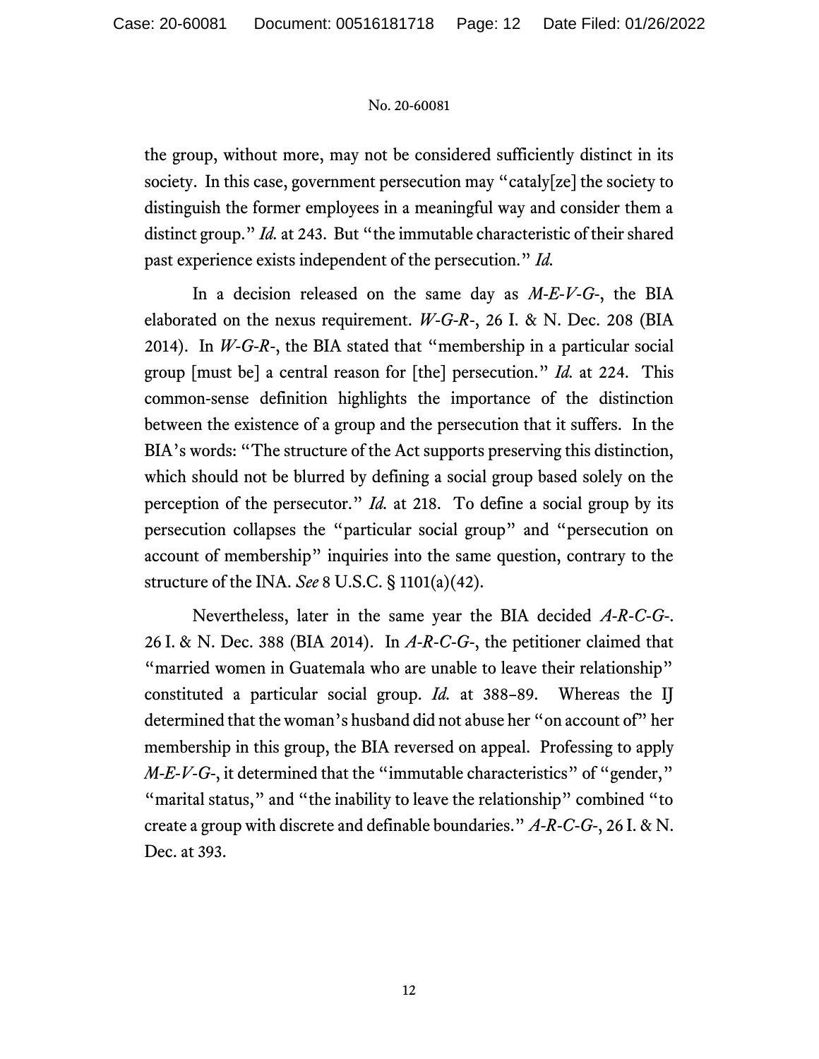the group, without more, may not be considered sufficiently distinct in its society. In this case, government persecution may "cataly[ze] the society to distinguish the former employees in a meaningful way and consider them a distinct group." *Id.* at 243. But "the immutable characteristic of their shared past experience exists independent of the persecution." *Id.*

In a decision released on the same day as *M-E-V-G-*, the BIA elaborated on the nexus requirement. *W-G-R-*, 26 I. & N. Dec. 208 (BIA 2014). In *W-G-R-*, the BIA stated that "membership in a particular social group [must be] a central reason for [the] persecution." *Id.* at 224. This common-sense definition highlights the importance of the distinction between the existence of a group and the persecution that it suffers. In the BIA's words: "The structure of the Act supports preserving this distinction, which should not be blurred by defining a social group based solely on the perception of the persecutor." *Id.* at 218. To define a social group by its persecution collapses the "particular social group" and "persecution on account of membership" inquiries into the same question, contrary to the structure of the INA. *See* 8 U.S.C. § 1101(a)(42).

Nevertheless, later in the same year the BIA decided *A-R-C-G-*. 26 I. & N. Dec. 388 (BIA 2014). In *A-R-C-G-*, the petitioner claimed that "married women in Guatemala who are unable to leave their relationship" constituted a particular social group. *Id.* at 388–89. Whereas the IJ determined that the woman's husband did not abuse her "on account of" her membership in this group, the BIA reversed on appeal. Professing to apply *M-E-V-G-*, it determined that the "immutable characteristics" of "gender," "marital status," and "the inability to leave the relationship" combined "to create a group with discrete and definable boundaries." *A-R-C-G-*, 26 I. & N. Dec. at 393.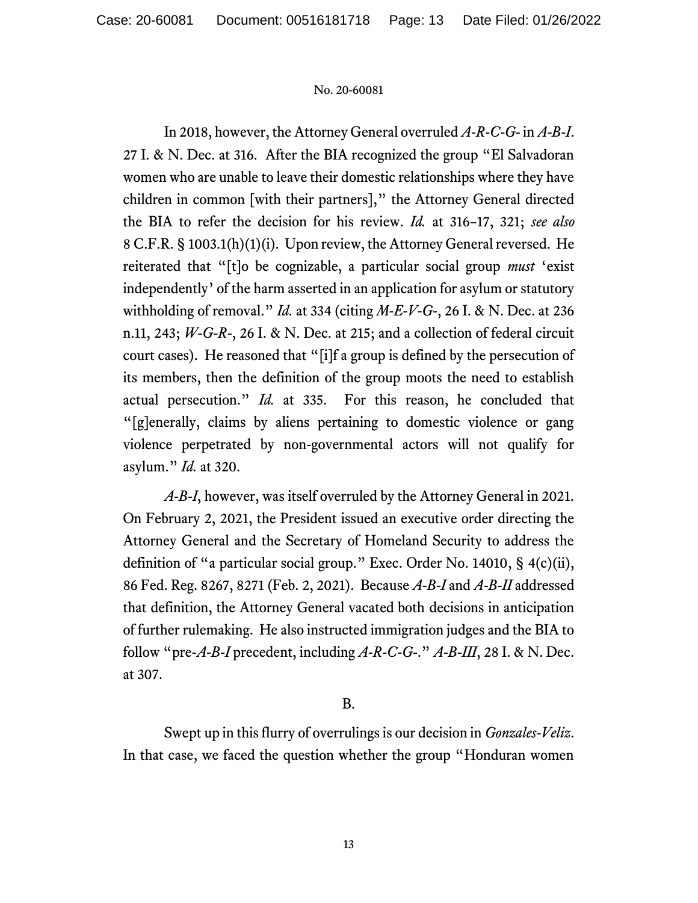In 2018, however, the Attorney General overruled *A-R-C-G-* in *A-B-I*. 27 I. & N. Dec. at 316. After the BIA recognized the group "El Salvadoran women who are unable to leave their domestic relationships where they have children in common [with their partners]," the Attorney General directed the BIA to refer the decision for his review. *Id.* at 316–17, 321; *see also* 8 C.F.R. § 1003.1(h)(1)(i). Upon review, the Attorney General reversed. He reiterated that "[t]o be cognizable, a particular social group *must* 'exist independently' of the harm asserted in an application for asylum or statutory withholding of removal." *Id.* at 334 (citing *M-E-V-G-*, 26 I. & N. Dec. at 236 n.11, 243; *W-G-R-*, 26 I. & N. Dec. at 215; and a collection of federal circuit court cases). He reasoned that "[i]f a group is defined by the persecution of its members, then the definition of the group moots the need to establish actual persecution." *Id.* at 335. For this reason, he concluded that "[g]enerally, claims by aliens pertaining to domestic violence or gang violence perpetrated by non-governmental actors will not qualify for asylum." *Id.* at 320.

*A-B-I*, however, was itself overruled by the Attorney General in 2021. On February 2, 2021, the President issued an executive order directing the Attorney General and the Secretary of Homeland Security to address the definition of "a particular social group." Exec. Order No. 14010, § 4(c)(ii), 86 Fed. Reg. 8267, 8271 (Feb. 2, 2021). Because *A-B-I* and *A-B-II* addressed that definition, the Attorney General vacated both decisions in anticipation of further rulemaking. He also instructed immigration judges and the BIA to follow "pre-*A-B-I* precedent, including *A-R-C-G-*." *A-B-III*, 28 I. & N. Dec. at 307.

## B.

Swept up in this flurry of overrulings is our decision in *Gonzales-Veliz*. In that case, we faced the question whether the group "Honduran women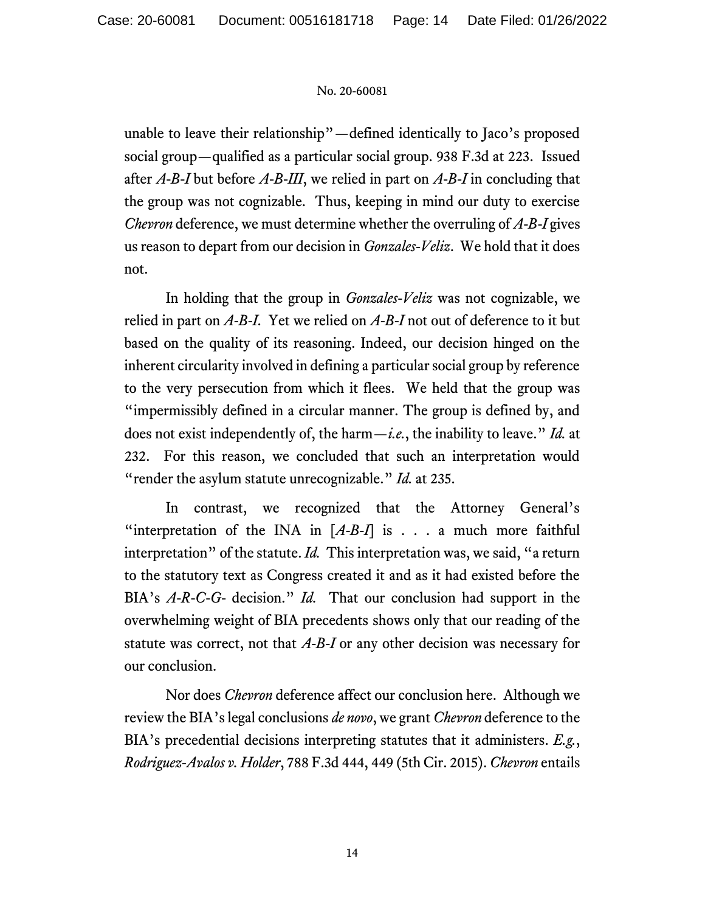unable to leave their relationship"—defined identically to Jaco's proposed social group—qualified as a particular social group. 938 F.3d at 223. Issued after *A-B-I* but before *A-B-III*, we relied in part on *A-B-I* in concluding that the group was not cognizable. Thus, keeping in mind our duty to exercise *Chevron* deference, we must determine whether the overruling of *A-B-I* gives us reason to depart from our decision in *Gonzales-Veliz*. We hold that it does not.

In holding that the group in *Gonzales-Veliz* was not cognizable, we relied in part on *A-B-I*. Yet we relied on *A-B-I* not out of deference to it but based on the quality of its reasoning. Indeed, our decision hinged on the inherent circularity involved in defining a particular social group by reference to the very persecution from which it flees. We held that the group was "impermissibly defined in a circular manner. The group is defined by, and does not exist independently of, the harm—*i.e.*, the inability to leave." *Id.* at 232. For this reason, we concluded that such an interpretation would "render the asylum statute unrecognizable." *Id.* at 235.

In contrast, we recognized that the Attorney General's "interpretation of the INA in [*A-B-I*] is . . . a much more faithful interpretation" of the statute. *Id.* This interpretation was, we said, "a return to the statutory text as Congress created it and as it had existed before the BIA's *A-R-C-G-* decision." *Id.* That our conclusion had support in the overwhelming weight of BIA precedents shows only that our reading of the statute was correct, not that *A-B-I* or any other decision was necessary for our conclusion.

Nor does *Chevron* deference affect our conclusion here. Although we review the BIA's legal conclusions *de novo*, we grant *Chevron* deference to the BIA's precedential decisions interpreting statutes that it administers. *E.g.*, *Rodriguez-Avalos v. Holder*, 788 F.3d 444, 449 (5th Cir. 2015). *Chevron* entails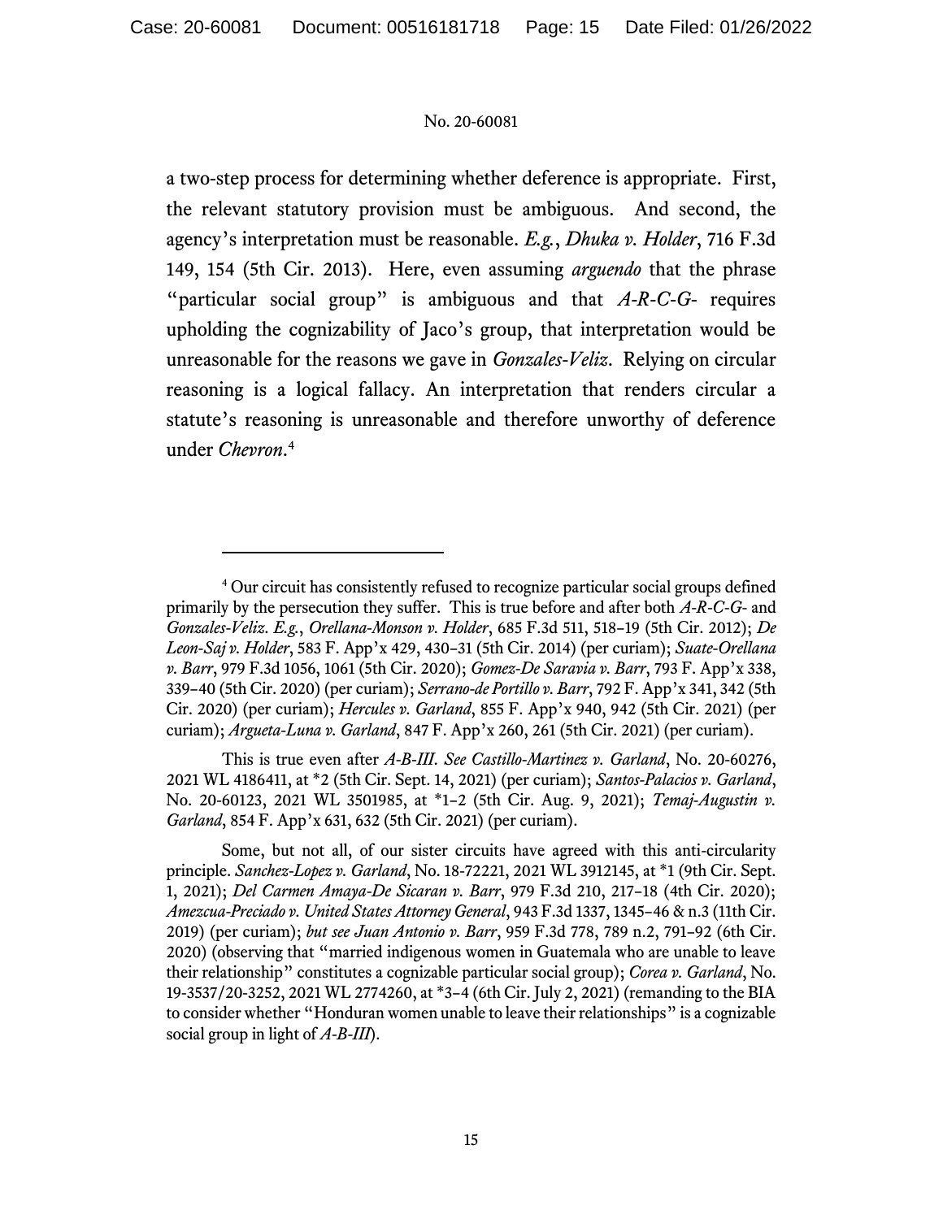a two-step process for determining whether deference is appropriate. First, the relevant statutory provision must be ambiguous. And second, the agency's interpretation must be reasonable. *E.g.*, *Dhuka v. Holder*, 716 F.3d 149, 154 (5th Cir. 2013). Here, even assuming *arguendo* that the phrase "particular social group" is ambiguous and that *A-R-C-G-* requires upholding the cognizability of Jaco's group, that interpretation would be unreasonable for the reasons we gave in *Gonzales-Veliz*. Relying on circular reasoning is a logical fallacy. An interpretation that renders circular a statute's reasoning is unreasonable and therefore unworthy of deference under *Chevron*.[4]

---

[4] Our circuit has consistently refused to recognize particular social groups defined primarily by the persecution they suffer. This is true before and after both *A-R-C-G-* and *Gonzales-Veliz*. *E.g.*, *Orellana-Monson v. Holder*, 685 F.3d 511, 518–19 (5th Cir. 2012); *De Leon-Saj v. Holder*, 583 F. App'x 429, 430–31 (5th Cir. 2014) (per curiam); *Suate-Orellana v. Barr*, 979 F.3d 1056, 1061 (5th Cir. 2020); *Gomez-De Saravia v. Barr*, 793 F. App'x 338, 339–40 (5th Cir. 2020) (per curiam); *Serrano-de Portillo v. Barr*, 792 F. App'x 341, 342 (5th Cir. 2020) (per curiam); *Hercules v. Garland*, 855 F. App'x 940, 942 (5th Cir. 2021) (per curiam); *Argueta-Luna v. Garland*, 847 F. App'x 260, 261 (5th Cir. 2021) (per curiam).

This is true even after *A-B-III*. *See Castillo-Martinez v. Garland*, No. 20-60276, 2021 WL 4186411, at *2 (5th Cir. Sept. 14, 2021) (per curiam); *Santos-Palacios v. Garland*, No. 20-60123, 2021 WL 3501985, at *1–2 (5th Cir. Aug. 9, 2021); *Temaj-Augustin v. Garland*, 854 F. App'x 631, 632 (5th Cir. 2021) (per curiam).

Some, but not all, of our sister circuits have agreed with this anti-circularity principle. *Sanchez-Lopez v. Garland*, No. 18-72221, 2021 WL 3912145, at *1 (9th Cir. Sept. 1, 2021); *Del Carmen Amaya-De Sicaran v. Barr*, 979 F.3d 210, 217–18 (4th Cir. 2020); *Amezcua-Preciado v. United States Attorney General*, 943 F.3d 1337, 1345–46 & n.3 (11th Cir. 2019) (per curiam); *but see Juan Antonio v. Barr*, 959 F.3d 778, 789 n.2, 791–92 (6th Cir. 2020) (observing that "married indigenous women in Guatemala who are unable to leave their relationship" constitutes a cognizable particular social group); *Corea v. Garland*, No. 19-3537/20-3252, 2021 WL 2774260, at *3–4 (6th Cir. July 2, 2021) (remanding to the BIA to consider whether "Honduran women unable to leave their relationships" is a cognizable social group in light of *A-B-III*).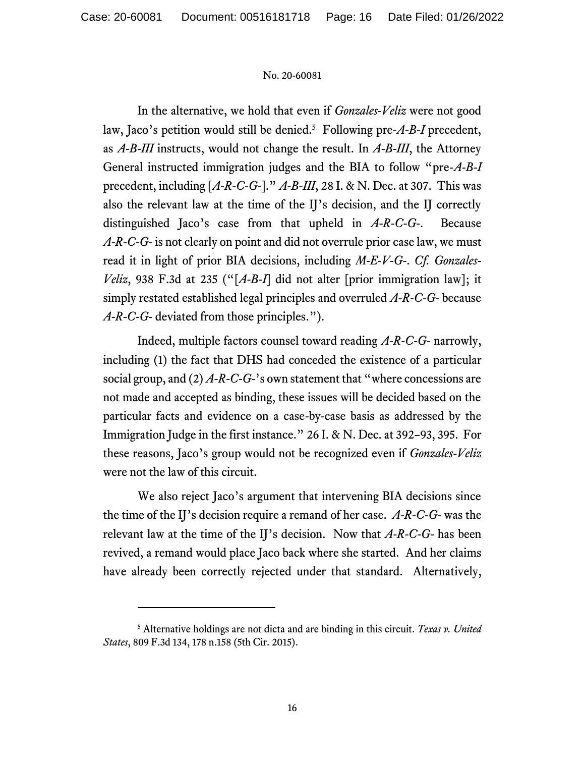In the alternative, we hold that even if *Gonzales-Veliz* were not good law, Jaco's petition would still be denied.[5] Following pre-*A-B-I* precedent, as *A-B-III* instructs, would not change the result. In *A-B-III*, the Attorney General instructed immigration judges and the BIA to follow "pre-*A-B-I* precedent, including [*A-R-C-G-*]." *A-B-III*, 28 I. & N. Dec. at 307. This was also the relevant law at the time of the IJ's decision, and the IJ correctly distinguished Jaco's case from that upheld in *A-R-C-G-*. Because *A-R-C-G-* is not clearly on point and did not overrule prior case law, we must read it in light of prior BIA decisions, including *M-E-V-G-*. *Cf. Gonzales-Veliz*, 938 F.3d at 235 ("[*A-B-I*] did not alter [prior immigration law]; it simply restated established legal principles and overruled *A-R-C-G-* because *A-R-C-G-* deviated from those principles.").

Indeed, multiple factors counsel toward reading *A-R-C-G-* narrowly, including (1) the fact that DHS had conceded the existence of a particular social group, and (2) *A-R-C-G-*'s own statement that "where concessions are not made and accepted as binding, these issues will be decided based on the particular facts and evidence on a case-by-case basis as addressed by the Immigration Judge in the first instance." 26 I. & N. Dec. at 392–93, 395. For these reasons, Jaco's group would not be recognized even if *Gonzales-Veliz* were not the law of this circuit.

We also reject Jaco's argument that intervening BIA decisions since the time of the IJ's decision require a remand of her case. *A-R-C-G-* was the relevant law at the time of the IJ's decision. Now that *A-R-C-G-* has been revived, a remand would place Jaco back where she started. And her claims have already been correctly rejected under that standard. Alternatively,

---

[5] Alternative holdings are not dicta and are binding in this circuit. *Texas v. United States*, 809 F.3d 134, 178 n.158 (5th Cir. 2015).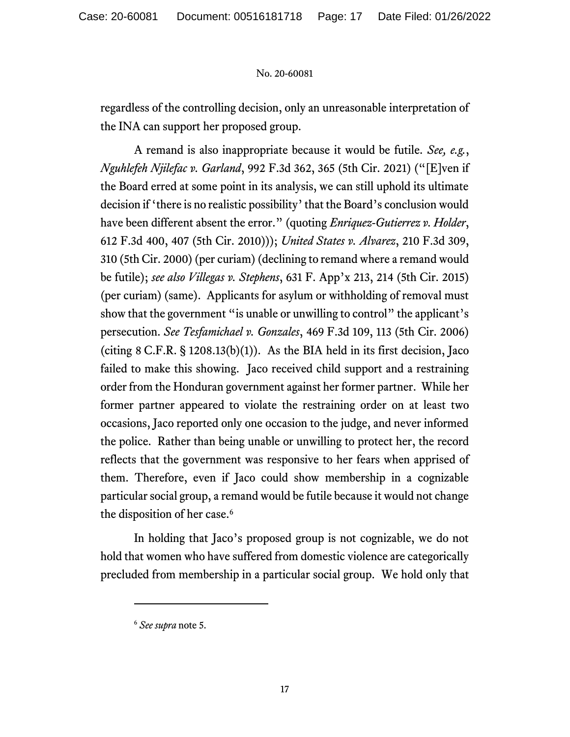regardless of the controlling decision, only an unreasonable interpretation of the INA can support her proposed group.

A remand is also inappropriate because it would be futile. *See, e.g.*, *Nguhlefeh Njilefac v. Garland*, 992 F.3d 362, 365 (5th Cir. 2021) ("[E]ven if the Board erred at some point in its analysis, we can still uphold its ultimate decision if 'there is no realistic possibility' that the Board's conclusion would have been different absent the error." (quoting *Enriquez-Gutierrez v. Holder*, 612 F.3d 400, 407 (5th Cir. 2010))); *United States v. Alvarez*, 210 F.3d 309, 310 (5th Cir. 2000) (per curiam) (declining to remand where a remand would be futile); *see also Villegas v. Stephens*, 631 F. App'x 213, 214 (5th Cir. 2015) (per curiam) (same). Applicants for asylum or withholding of removal must show that the government "is unable or unwilling to control" the applicant's persecution. *See Tesfamichael v. Gonzales*, 469 F.3d 109, 113 (5th Cir. 2006) (citing 8 C.F.R. § 1208.13(b)(1)). As the BIA held in its first decision, Jaco failed to make this showing. Jaco received child support and a restraining order from the Honduran government against her former partner. While her former partner appeared to violate the restraining order on at least two occasions, Jaco reported only one occasion to the judge, and never informed the police. Rather than being unable or unwilling to protect her, the record reflects that the government was responsive to her fears when apprised of them. Therefore, even if Jaco could show membership in a cognizable particular social group, a remand would be futile because it would not change the disposition of her case.[6]

In holding that Jaco's proposed group is not cognizable, we do not hold that women who have suffered from domestic violence are categorically precluded from membership in a particular social group. We hold only that

---

[6] *See supra* note 5.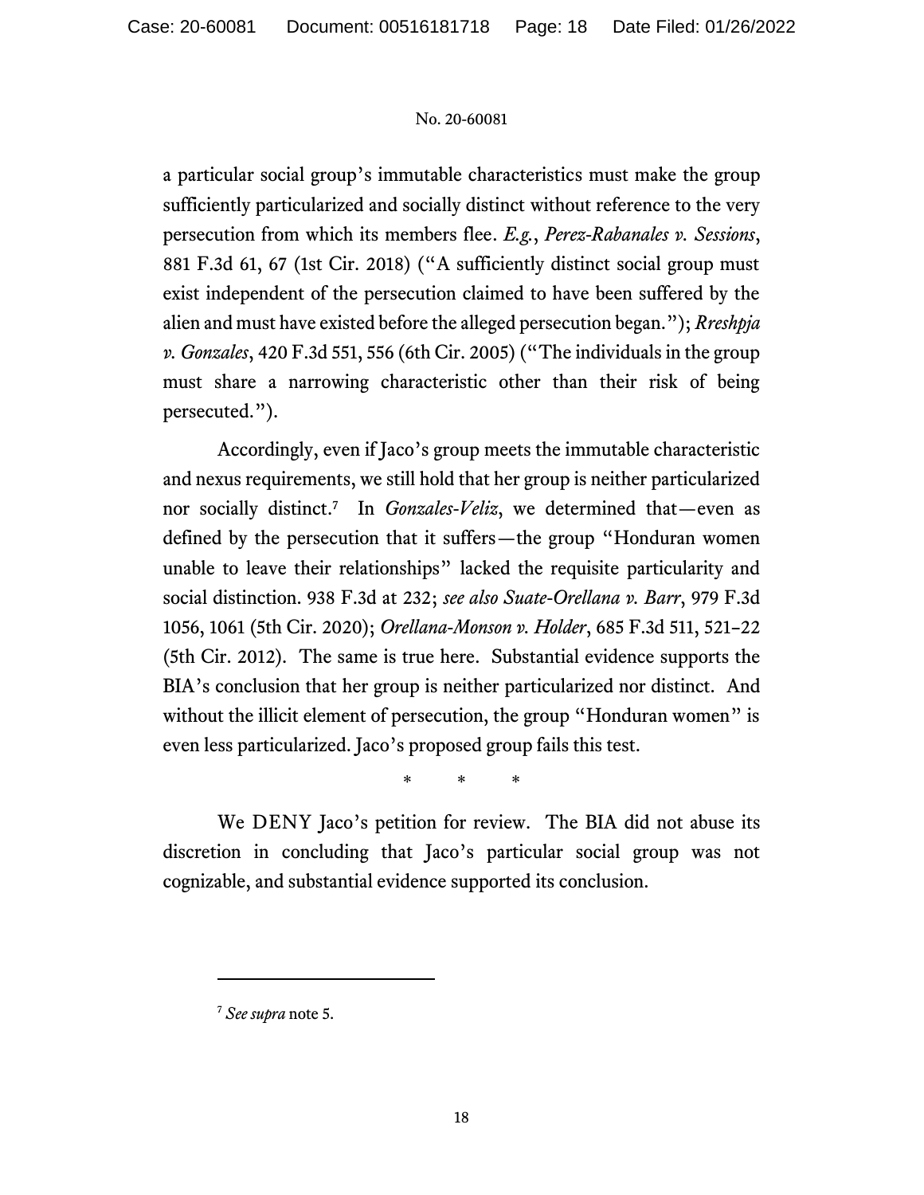a particular social group's immutable characteristics must make the group sufficiently particularized and socially distinct without reference to the very persecution from which its members flee. *E.g.*, *Perez-Rabanales v. Sessions*, 881 F.3d 61, 67 (1st Cir. 2018) ("A sufficiently distinct social group must exist independent of the persecution claimed to have been suffered by the alien and must have existed before the alleged persecution began."); *Rreshpja v. Gonzales*, 420 F.3d 551, 556 (6th Cir. 2005) ("The individuals in the group must share a narrowing characteristic other than their risk of being persecuted.").

Accordingly, even if Jaco's group meets the immutable characteristic and nexus requirements, we still hold that her group is neither particularized nor socially distinct.[7] In *Gonzales-Veliz*, we determined that—even as defined by the persecution that it suffers—the group "Honduran women unable to leave their relationships" lacked the requisite particularity and social distinction. 938 F.3d at 232; *see also Suate-Orellana v. Barr*, 979 F.3d 1056, 1061 (5th Cir. 2020); *Orellana-Monson v. Holder*, 685 F.3d 511, 521–22 (5th Cir. 2012). The same is true here. Substantial evidence supports the BIA's conclusion that her group is neither particularized nor distinct. And without the illicit element of persecution, the group "Honduran women" is even less particularized. Jaco's proposed group fails this test.

\* \* \*

We DENY Jaco's petition for review. The BIA did not abuse its discretion in concluding that Jaco's particular social group was not cognizable, and substantial evidence supported its conclusion.

---

[7] *See supra* note 5.